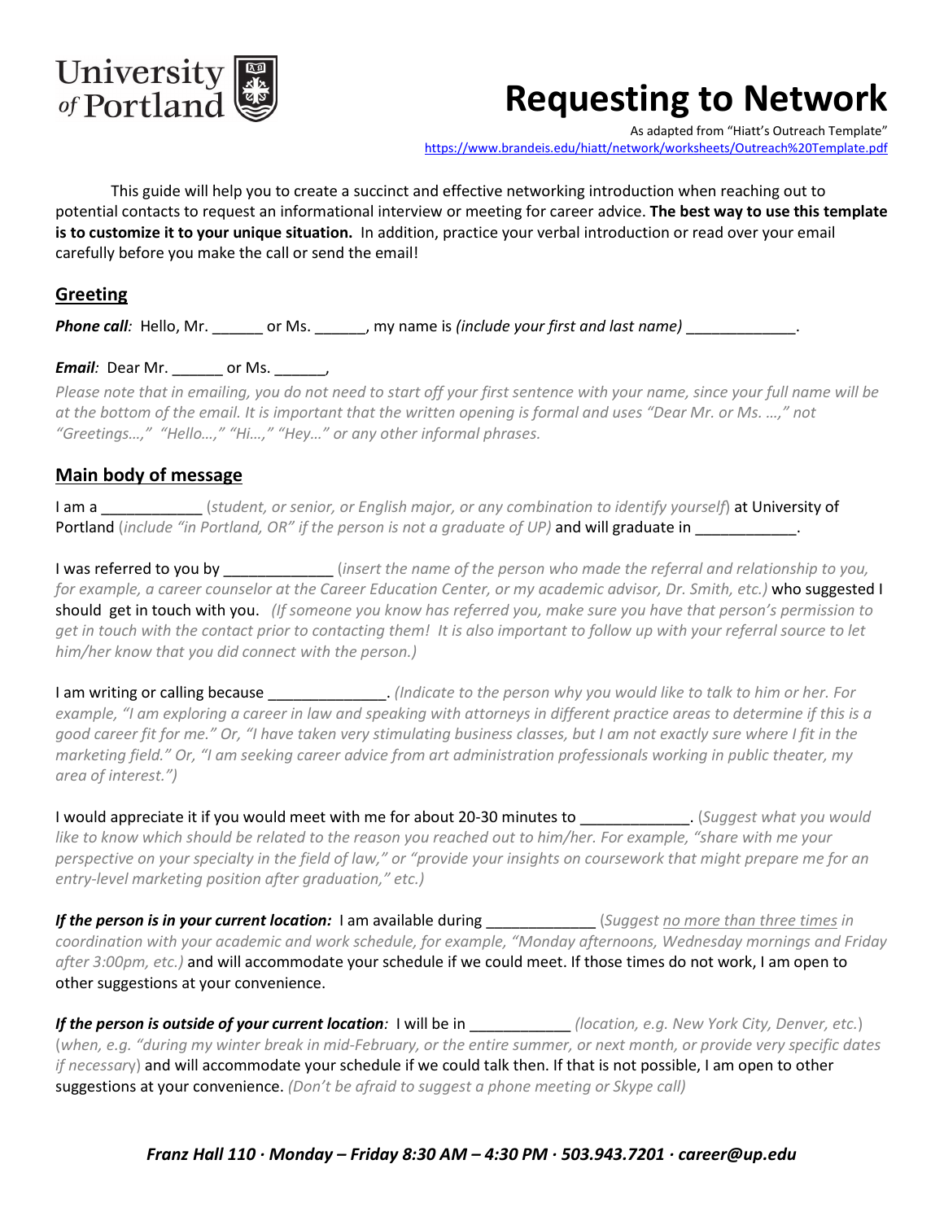University of Portland

# Requesting to Network

As adapted from "Hiatt's Outreach Template"
https://www.brandeis.edu/hiatt/network/worksheets/Outreach%20Template.pdf

This guide will help you to create a succinct and effective networking introduction when reaching out to potential contacts to request an informational interview or meeting for career advice. **The best way to use this template is to customize it to your unique situation.** In addition, practice your verbal introduction or read over your email carefully before you make the call or send the email!

## Greeting

***Phone call**:* Hello, Mr. ______ or Ms. ______, my name is *(include your first and last name)* _____________.

***Email**:* Dear Mr. ______ or Ms. ______,

*Please note that in emailing, you do not need to start off your first sentence with your name, since your full name will be at the bottom of the email. It is important that the written opening is formal and uses "Dear Mr. or Ms. …," not "Greetings…," "Hello…," "Hi…," "Hey…" or any other informal phrases.*

## Main body of message

I am a ____________ (*student, or senior, or English major, or any combination to identify yourself*) at University of Portland (*include "in Portland, OR" if the person is not a graduate of UP)* and will graduate in ____________.

I was referred to you by _____________ (*insert the name of the person who made the referral and relationship to you, for example, a career counselor at the Career Education Center, or my academic advisor, Dr. Smith, etc.)* who suggested I should get in touch with you. *(If someone you know has referred you, make sure you have that person's permission to get in touch with the contact prior to contacting them! It is also important to follow up with your referral source to let him/her know that you did connect with the person.)*

I am writing or calling because ______________. *(Indicate to the person why you would like to talk to him or her. For example, "I am exploring a career in law and speaking with attorneys in different practice areas to determine if this is a good career fit for me." Or, "I have taken very stimulating business classes, but I am not exactly sure where I fit in the marketing field." Or, "I am seeking career advice from art administration professionals working in public theater, my area of interest.")*

I would appreciate it if you would meet with me for about 20-30 minutes to _____________. (*Suggest what you would like to know which should be related to the reason you reached out to him/her. For example, "share with me your perspective on your specialty in the field of law," or "provide your insights on coursework that might prepare me for an entry-level marketing position after graduation," etc.)*

***If the person is in your current location:*** I am available during _____________ (*Suggest <u>no more than three times</u> in coordination with your academic and work schedule, for example, "Monday afternoons, Wednesday mornings and Friday after 3:00pm, etc.)* and will accommodate your schedule if we could meet. If those times do not work, I am open to other suggestions at your convenience.

***If the person is outside of your current location**:* I will be in ____________ *(location, e.g. New York City, Denver, etc.*) (*when, e.g. "during my winter break in mid-February, or the entire summer, or next month, or provide very specific dates if necessary*) and will accommodate your schedule if we could talk then. If that is not possible, I am open to other suggestions at your convenience. *(Don't be afraid to suggest a phone meeting or Skype call)*

*Franz Hall 110 · Monday – Friday 8:30 AM – 4:30 PM · 503.943.7201 · career@up.edu*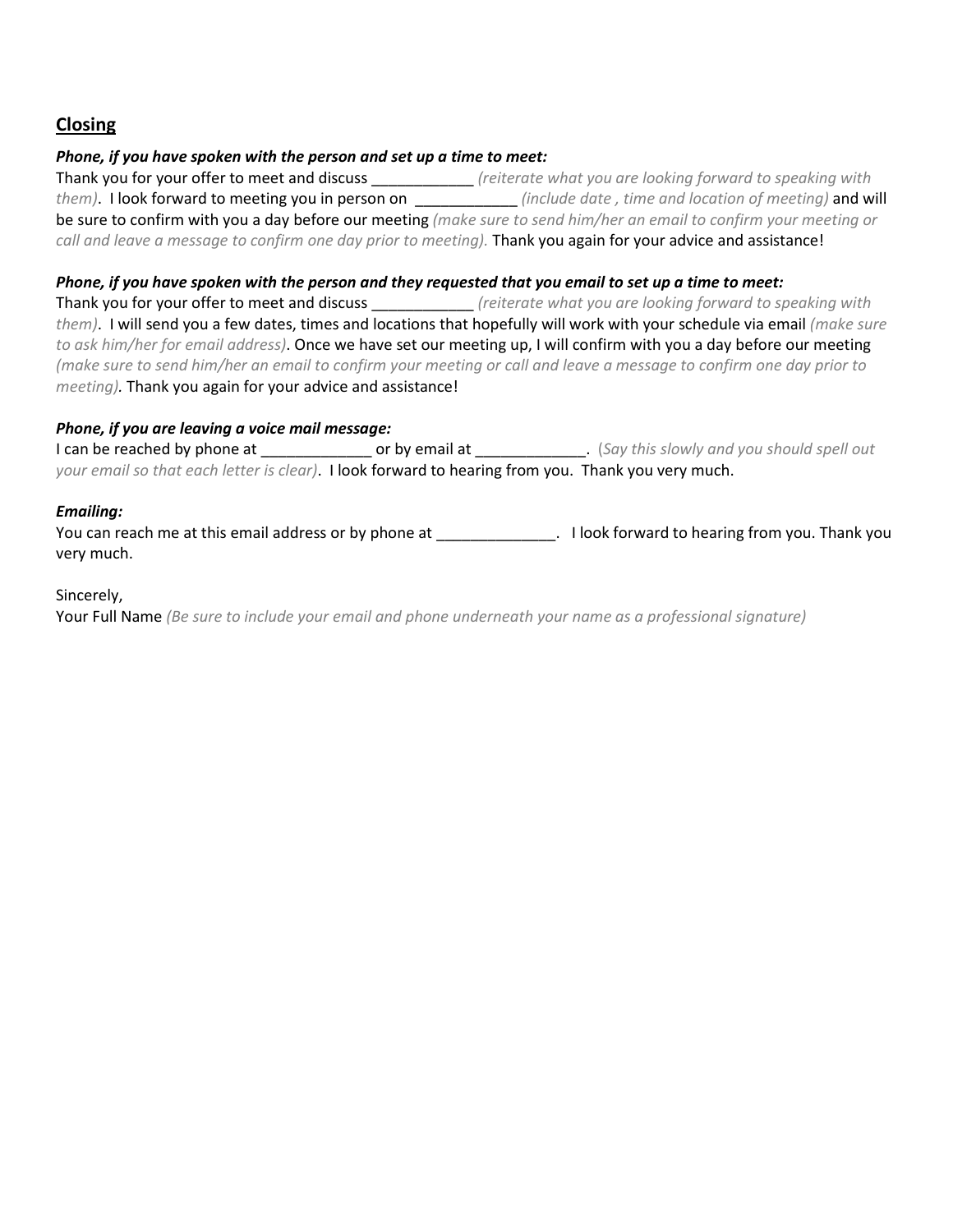## Closing

***Phone, if you have spoken with the person and set up a time to meet:***
Thank you for your offer to meet and discuss ___________ *(reiterate what you are looking forward to speaking with them)*. I look forward to meeting you in person on ___________ *(include date , time and location of meeting)* and will be sure to confirm with you a day before our meeting *(make sure to send him/her an email to confirm your meeting or call and leave a message to confirm one day prior to meeting).* Thank you again for your advice and assistance!

***Phone, if you have spoken with the person and they requested that you email to set up a time to meet:***
Thank you for your offer to meet and discuss ___________ *(reiterate what you are looking forward to speaking with them)*. I will send you a few dates, times and locations that hopefully will work with your schedule via email *(make sure to ask him/her for email address)*. Once we have set our meeting up, I will confirm with you a day before our meeting *(make sure to send him/her an email to confirm your meeting or call and leave a message to confirm one day prior to meeting)*. Thank you again for your advice and assistance!

***Phone, if you are leaving a voice mail message:***
I can be reached by phone at ____________ or by email at ____________. (*Say this slowly and you should spell out your email so that each letter is clear)*. I look forward to hearing from you. Thank you very much.

***Emailing:***
You can reach me at this email address or by phone at _____________. I look forward to hearing from you. Thank you very much.

Sincerely,
Your Full Name *(Be sure to include your email and phone underneath your name as a professional signature)*